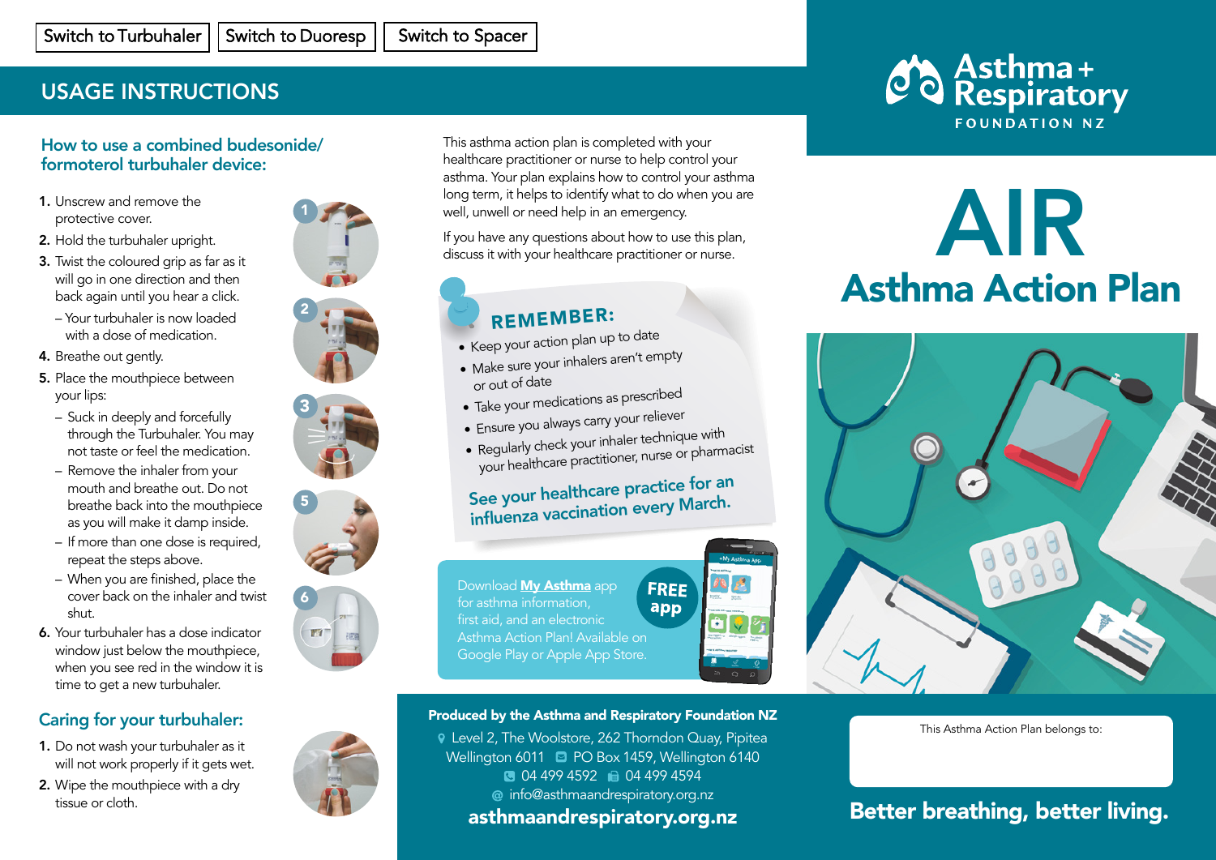Switch to Turbuhaler | Switch to Duoresp | Switch to Spacer

## USAGE INSTRUCTIONS

### How to use a combined budesonide/ formoterol turbuhaler device:

1. Unscrew and remove the protective cover.
2. Hold the turbuhaler upright.
3. Twist the coloured grip as far as it will go in one direction and then back again until you hear a click.
   – Your turbuhaler is now loaded with a dose of medication.
4. Breathe out gently.
5. Place the mouthpiece between your lips:
   – Suck in deeply and forcefully through the Turbuhaler. You may not taste or feel the medication.
   – Remove the inhaler from your mouth and breathe out. Do not breathe back into the mouthpiece as you will make it damp inside.
   – If more than one dose is required, repeat the steps above.
   – When you are finished, place the cover back on the inhaler and twist shut.
6. Your turbuhaler has a dose indicator window just below the mouthpiece, when you see red in the window it is time to get a new turbuhaler.

### Caring for your turbuhaler:

1. Do not wash your turbuhaler as it will not work properly if it gets wet.
2. Wipe the mouthpiece with a dry tissue or cloth.

This asthma action plan is completed with your healthcare practitioner or nurse to help control your asthma. Your plan explains how to control your asthma long term, it helps to identify what to do when you are well, unwell or need help in an emergency.

If you have any questions about how to use this plan, discuss it with your healthcare practitioner or nurse.

**REMEMBER:**

- Keep your action plan up to date
- Make sure your inhalers aren't empty or out of date
- Take your medications as prescribed
- Ensure you always carry your reliever
- Regularly check your inhaler technique with your healthcare practitioner, nurse or pharmacist

**See your healthcare practice for an influenza vaccination every March.**

Download **My Asthma** app for asthma information, first aid, and an electronic Asthma Action Plan! Available on Google Play or Apple App Store.

**FREE app**

**Produced by the Asthma and Respiratory Foundation NZ**

Level 2, The Woolstore, 262 Thorndon Quay, Pipitea Wellington 6011 PO Box 1459, Wellington 6140
04 499 4592 04 499 4594
info@asthmaandrespiratory.org.nz

**asthmaandrespiratory.org.nz**

Asthma + Respiratory FOUNDATION NZ

# AIR

# Asthma Action Plan

This Asthma Action Plan belongs to:

**Better breathing, better living.**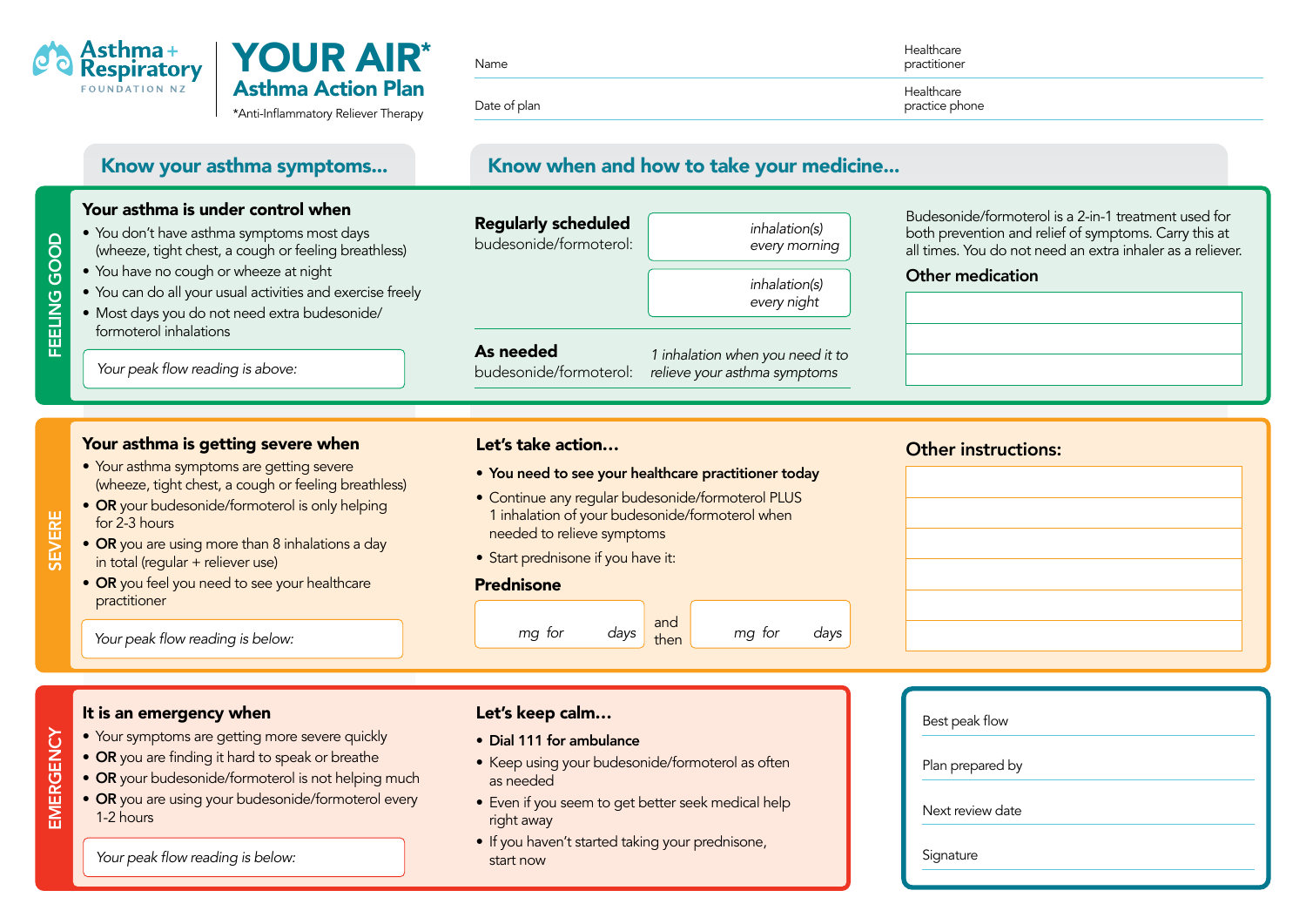Asthma + Respiratory FOUNDATION NZ

# YOUR AIR*

## Asthma Action Plan

*Anti-Inflammatory Reliever Therapy

Name

Date of plan

Healthcare practitioner

Healthcare practice phone

## Know your asthma symptoms...

## Know when and how to take your medicine...

### FEELING GOOD

**Your asthma is under control when**

- You don't have asthma symptoms most days (wheeze, tight chest, a cough or feeling breathless)
- You have no cough or wheeze at night
- You can do all your usual activities and exercise freely
- Most days you do not need extra budesonide/formoterol inhalations

*Your peak flow reading is above:*

**Regularly scheduled** budesonide/formoterol:

*inhalation(s) every morning*

*inhalation(s) every night*

**As needed** budesonide/formoterol: *1 inhalation when you need it to relieve your asthma symptoms*

Budesonide/formoterol is a 2-in-1 treatment used for both prevention and relief of symptoms. Carry this at all times. You do not need an extra inhaler as a reliever.

**Other medication**

| |
|---|
| |
| |
| |

### SEVERE

**Your asthma is getting severe when**

- Your asthma symptoms are getting severe (wheeze, tight chest, a cough or feeling breathless)
- **OR** your budesonide/formoterol is only helping for 2-3 hours
- **OR** you are using more than 8 inhalations a day in total (regular + reliever use)
- **OR** you feel you need to see your healthcare practitioner

*Your peak flow reading is below:*

**Let's take action...**

- **You need to see your healthcare practitioner today**
- Continue any regular budesonide/formoterol PLUS 1 inhalation of your budesonide/formoterol when needed to relieve symptoms
- Start prednisone if you have it:

**Prednisone**

*mg for days* and then *mg for days*

**Other instructions:**

| |
|---|
| |
| |
| |
| |
| |
| |

### EMERGENCY

**It is an emergency when**

- Your symptoms are getting more severe quickly
- **OR** you are finding it hard to speak or breathe
- **OR** your budesonide/formoterol is not helping much
- **OR** you are using your budesonide/formoterol every 1-2 hours

*Your peak flow reading is below:*

**Let's keep calm...**

- **Dial 111 for ambulance**
- Keep using your budesonide/formoterol as often as needed
- Even if you seem to get better seek medical help right away
- If you haven't started taking your prednisone, start now

Best peak flow

Plan prepared by

Next review date

Signature